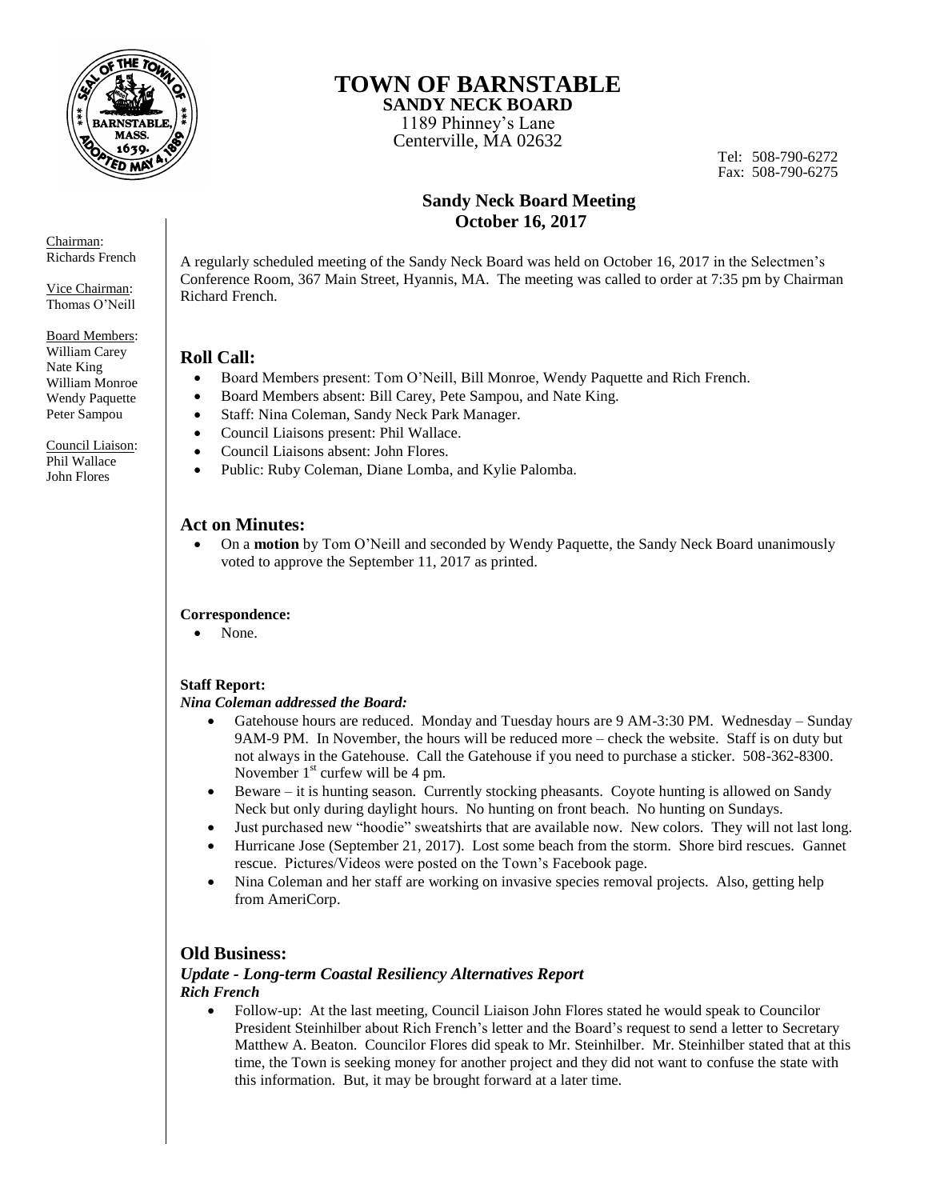# TOWN OF BARNSTABLE

**SANDY NECK BOARD**
1189 Phinney's Lane
Centerville, MA 02632

Tel: 508-790-6272
Fax: 508-790-6275

## Sandy Neck Board Meeting
## October 16, 2017

Chairman:
Richards French

Vice Chairman:
Thomas O'Neill

Board Members:
William Carey
Nate King
William Monroe
Wendy Paquette
Peter Sampou

Council Liaison:
Phil Wallace
John Flores

A regularly scheduled meeting of the Sandy Neck Board was held on October 16, 2017 in the Selectmen's Conference Room, 367 Main Street, Hyannis, MA. The meeting was called to order at 7:35 pm by Chairman Richard French.

### Roll Call:

- Board Members present: Tom O'Neill, Bill Monroe, Wendy Paquette and Rich French.
- Board Members absent: Bill Carey, Pete Sampou, and Nate King.
- Staff: Nina Coleman, Sandy Neck Park Manager.
- Council Liaisons present: Phil Wallace.
- Council Liaisons absent: John Flores.
- Public: Ruby Coleman, Diane Lomba, and Kylie Palomba.

### Act on Minutes:

- On a **motion** by Tom O'Neill and seconded by Wendy Paquette, the Sandy Neck Board unanimously voted to approve the September 11, 2017 as printed.

**Correspondence:**

- None.

**Staff Report:**

***Nina Coleman addressed the Board:***

- Gatehouse hours are reduced. Monday and Tuesday hours are 9 AM-3:30 PM. Wednesday – Sunday 9AM-9 PM. In November, the hours will be reduced more – check the website. Staff is on duty but not always in the Gatehouse. Call the Gatehouse if you need to purchase a sticker. 508-362-8300. November 1st curfew will be 4 pm.
- Beware – it is hunting season. Currently stocking pheasants. Coyote hunting is allowed on Sandy Neck but only during daylight hours. No hunting on front beach. No hunting on Sundays.
- Just purchased new "hoodie" sweatshirts that are available now. New colors. They will not last long.
- Hurricane Jose (September 21, 2017). Lost some beach from the storm. Shore bird rescues. Gannet rescue. Pictures/Videos were posted on the Town's Facebook page.
- Nina Coleman and her staff are working on invasive species removal projects. Also, getting help from AmeriCorp.

### Old Business:

***Update - Long-term Coastal Resiliency Alternatives Report***
***Rich French***

- Follow-up: At the last meeting, Council Liaison John Flores stated he would speak to Councilor President Steinhilber about Rich French's letter and the Board's request to send a letter to Secretary Matthew A. Beaton. Councilor Flores did speak to Mr. Steinhilber. Mr. Steinhilber stated that at this time, the Town is seeking money for another project and they did not want to confuse the state with this information. But, it may be brought forward at a later time.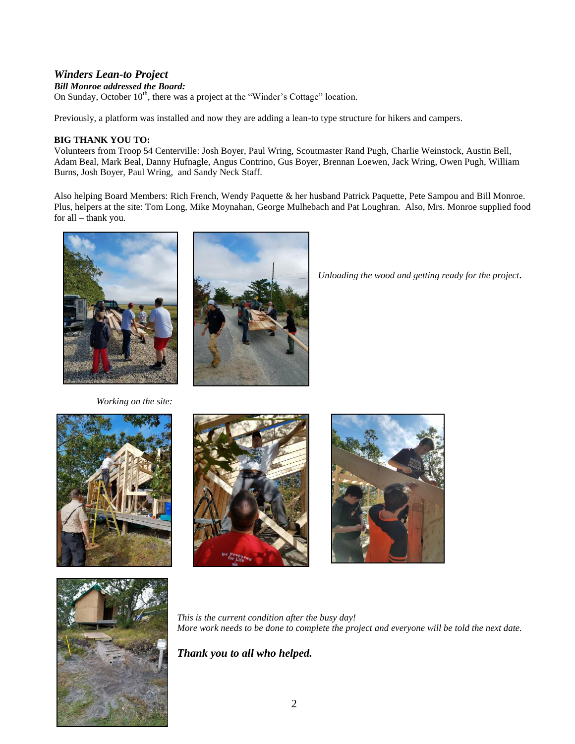## *Winders Lean-to Project*

***Bill Monroe addressed the Board:***

On Sunday, October 10th, there was a project at the "Winder's Cottage" location.

Previously, a platform was installed and now they are adding a lean-to type structure for hikers and campers.

**BIG THANK YOU TO:**

Volunteers from Troop 54 Centerville: Josh Boyer, Paul Wring, Scoutmaster Rand Pugh, Charlie Weinstock, Austin Bell, Adam Beal, Mark Beal, Danny Hufnagle, Angus Contrino, Gus Boyer, Brennan Loewen, Jack Wring, Owen Pugh, William Burns, Josh Boyer, Paul Wring, and Sandy Neck Staff.

Also helping Board Members: Rich French, Wendy Paquette & her husband Patrick Paquette, Pete Sampou and Bill Monroe. Plus, helpers at the site: Tom Long, Mike Moynahan, George Mulhebach and Pat Loughran. Also, Mrs. Monroe supplied food for all – thank you.

*Unloading the wood and getting ready for the project.*

*Working on the site:*

*This is the current condition after the busy day!*
*More work needs to be done to complete the project and everyone will be told the next date.*

***Thank you to all who helped.***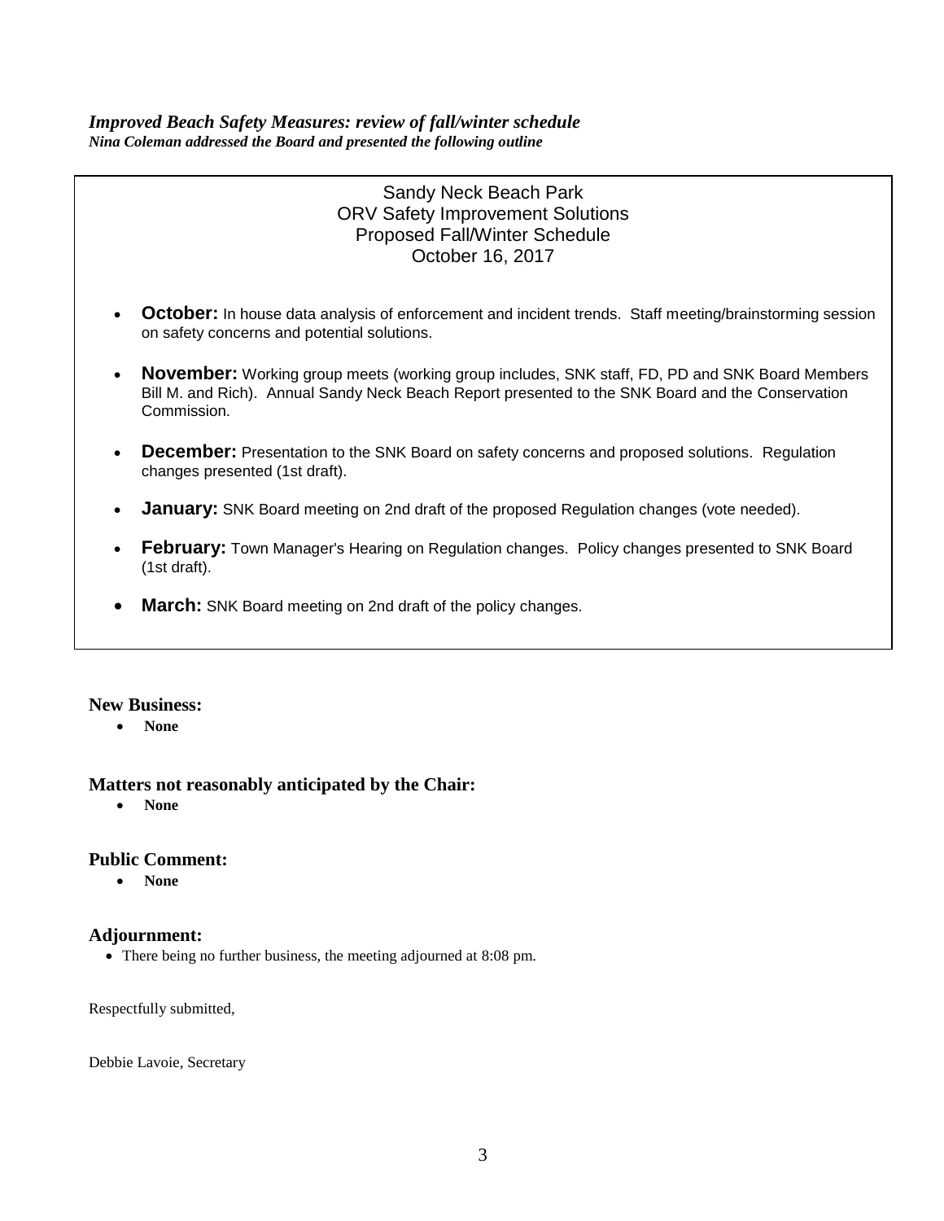***Improved Beach Safety Measures: review of fall/winter schedule***
***Nina Coleman addressed the Board and presented the following outline***

Sandy Neck Beach Park
ORV Safety Improvement Solutions
Proposed Fall/Winter Schedule
October 16, 2017

- **October:** In house data analysis of enforcement and incident trends. Staff meeting/brainstorming session on safety concerns and potential solutions.
- **November:** Working group meets (working group includes, SNK staff, FD, PD and SNK Board Members Bill M. and Rich). Annual Sandy Neck Beach Report presented to the SNK Board and the Conservation Commission.
- **December:** Presentation to the SNK Board on safety concerns and proposed solutions. Regulation changes presented (1st draft).
- **January:** SNK Board meeting on 2nd draft of the proposed Regulation changes (vote needed).
- **February:** Town Manager's Hearing on Regulation changes. Policy changes presented to SNK Board (1st draft).
- **March:** SNK Board meeting on 2nd draft of the policy changes.

## New Business:

- **None**

## Matters not reasonably anticipated by the Chair:

- **None**

## Public Comment:

- **None**

## Adjournment:

- There being no further business, the meeting adjourned at 8:08 pm.

Respectfully submitted,

Debbie Lavoie, Secretary